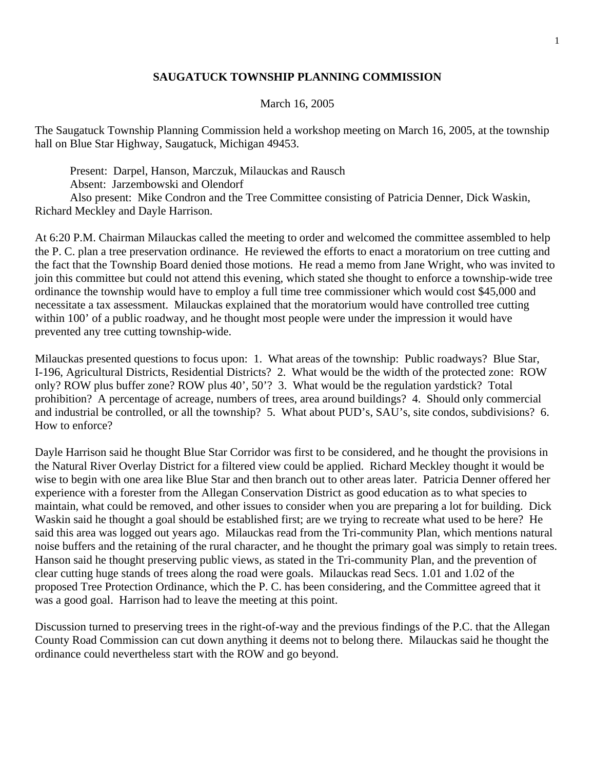# SAUGATUCK TOWNSHIP PLANNING COMMISSION

March 16, 2005

The Saugatuck Township Planning Commission held a workshop meeting on March 16, 2005, at the township hall on Blue Star Highway, Saugatuck, Michigan 49453.

Present: Darpel, Hanson, Marczuk, Milauckas and Rausch
Absent: Jarzembowski and Olendorf
Also present: Mike Condron and the Tree Committee consisting of Patricia Denner, Dick Waskin, Richard Meckley and Dayle Harrison.

At 6:20 P.M. Chairman Milauckas called the meeting to order and welcomed the committee assembled to help the P. C. plan a tree preservation ordinance. He reviewed the efforts to enact a moratorium on tree cutting and the fact that the Township Board denied those motions. He read a memo from Jane Wright, who was invited to join this committee but could not attend this evening, which stated she thought to enforce a township-wide tree ordinance the township would have to employ a full time tree commissioner which would cost $45,000 and necessitate a tax assessment. Milauckas explained that the moratorium would have controlled tree cutting within 100' of a public roadway, and he thought most people were under the impression it would have prevented any tree cutting township-wide.

Milauckas presented questions to focus upon: 1. What areas of the township: Public roadways? Blue Star, I-196, Agricultural Districts, Residential Districts? 2. What would be the width of the protected zone: ROW only? ROW plus buffer zone? ROW plus 40', 50'? 3. What would be the regulation yardstick? Total prohibition? A percentage of acreage, numbers of trees, area around buildings? 4. Should only commercial and industrial be controlled, or all the township? 5. What about PUD's, SAU's, site condos, subdivisions? 6. How to enforce?

Dayle Harrison said he thought Blue Star Corridor was first to be considered, and he thought the provisions in the Natural River Overlay District for a filtered view could be applied. Richard Meckley thought it would be wise to begin with one area like Blue Star and then branch out to other areas later. Patricia Denner offered her experience with a forester from the Allegan Conservation District as good education as to what species to maintain, what could be removed, and other issues to consider when you are preparing a lot for building. Dick Waskin said he thought a goal should be established first; are we trying to recreate what used to be here? He said this area was logged out years ago. Milauckas read from the Tri-community Plan, which mentions natural noise buffers and the retaining of the rural character, and he thought the primary goal was simply to retain trees. Hanson said he thought preserving public views, as stated in the Tri-community Plan, and the prevention of clear cutting huge stands of trees along the road were goals. Milauckas read Secs. 1.01 and 1.02 of the proposed Tree Protection Ordinance, which the P. C. has been considering, and the Committee agreed that it was a good goal. Harrison had to leave the meeting at this point.

Discussion turned to preserving trees in the right-of-way and the previous findings of the P.C. that the Allegan County Road Commission can cut down anything it deems not to belong there. Milauckas said he thought the ordinance could nevertheless start with the ROW and go beyond.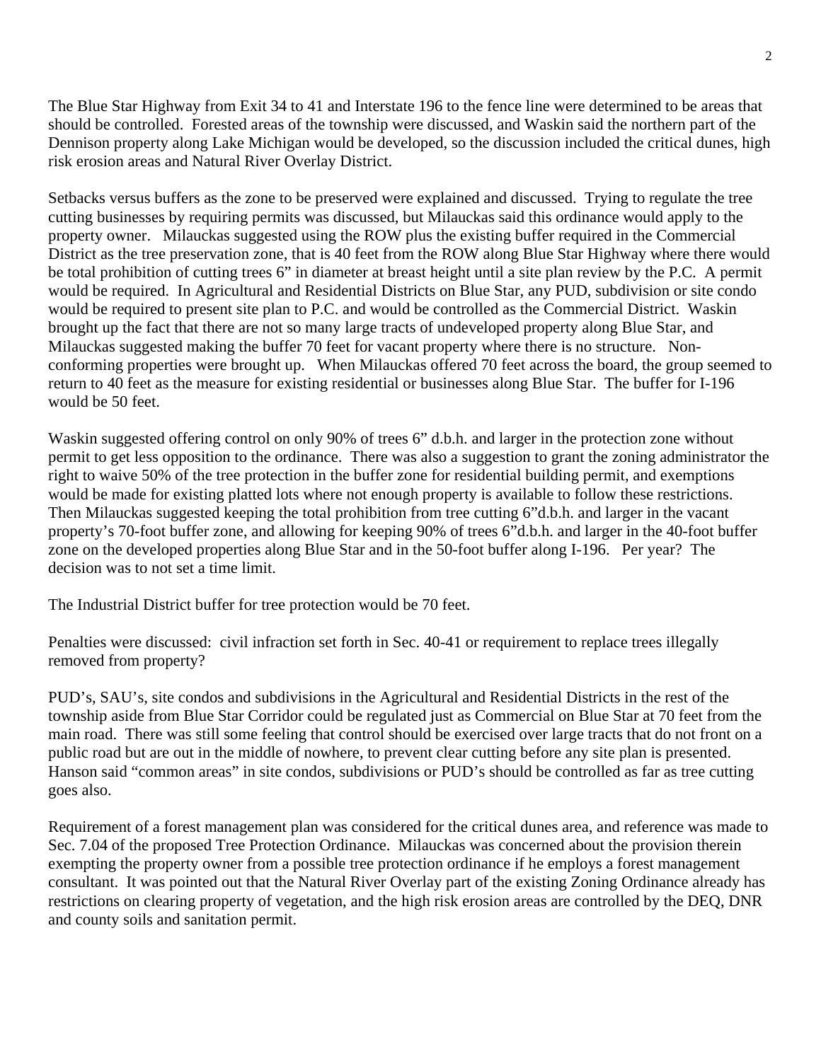The Blue Star Highway from Exit 34 to 41 and Interstate 196 to the fence line were determined to be areas that should be controlled. Forested areas of the township were discussed, and Waskin said the northern part of the Dennison property along Lake Michigan would be developed, so the discussion included the critical dunes, high risk erosion areas and Natural River Overlay District.

Setbacks versus buffers as the zone to be preserved were explained and discussed. Trying to regulate the tree cutting businesses by requiring permits was discussed, but Milauckas said this ordinance would apply to the property owner. Milauckas suggested using the ROW plus the existing buffer required in the Commercial District as the tree preservation zone, that is 40 feet from the ROW along Blue Star Highway where there would be total prohibition of cutting trees 6" in diameter at breast height until a site plan review by the P.C. A permit would be required. In Agricultural and Residential Districts on Blue Star, any PUD, subdivision or site condo would be required to present site plan to P.C. and would be controlled as the Commercial District. Waskin brought up the fact that there are not so many large tracts of undeveloped property along Blue Star, and Milauckas suggested making the buffer 70 feet for vacant property where there is no structure. Non-conforming properties were brought up. When Milauckas offered 70 feet across the board, the group seemed to return to 40 feet as the measure for existing residential or businesses along Blue Star. The buffer for I-196 would be 50 feet.

Waskin suggested offering control on only 90% of trees 6" d.b.h. and larger in the protection zone without permit to get less opposition to the ordinance. There was also a suggestion to grant the zoning administrator the right to waive 50% of the tree protection in the buffer zone for residential building permit, and exemptions would be made for existing platted lots where not enough property is available to follow these restrictions. Then Milauckas suggested keeping the total prohibition from tree cutting 6"d.b.h. and larger in the vacant property's 70-foot buffer zone, and allowing for keeping 90% of trees 6"d.b.h. and larger in the 40-foot buffer zone on the developed properties along Blue Star and in the 50-foot buffer along I-196. Per year? The decision was to not set a time limit.

The Industrial District buffer for tree protection would be 70 feet.

Penalties were discussed: civil infraction set forth in Sec. 40-41 or requirement to replace trees illegally removed from property?

PUD's, SAU's, site condos and subdivisions in the Agricultural and Residential Districts in the rest of the township aside from Blue Star Corridor could be regulated just as Commercial on Blue Star at 70 feet from the main road. There was still some feeling that control should be exercised over large tracts that do not front on a public road but are out in the middle of nowhere, to prevent clear cutting before any site plan is presented. Hanson said "common areas" in site condos, subdivisions or PUD's should be controlled as far as tree cutting goes also.

Requirement of a forest management plan was considered for the critical dunes area, and reference was made to Sec. 7.04 of the proposed Tree Protection Ordinance. Milauckas was concerned about the provision therein exempting the property owner from a possible tree protection ordinance if he employs a forest management consultant. It was pointed out that the Natural River Overlay part of the existing Zoning Ordinance already has restrictions on clearing property of vegetation, and the high risk erosion areas are controlled by the DEQ, DNR and county soils and sanitation permit.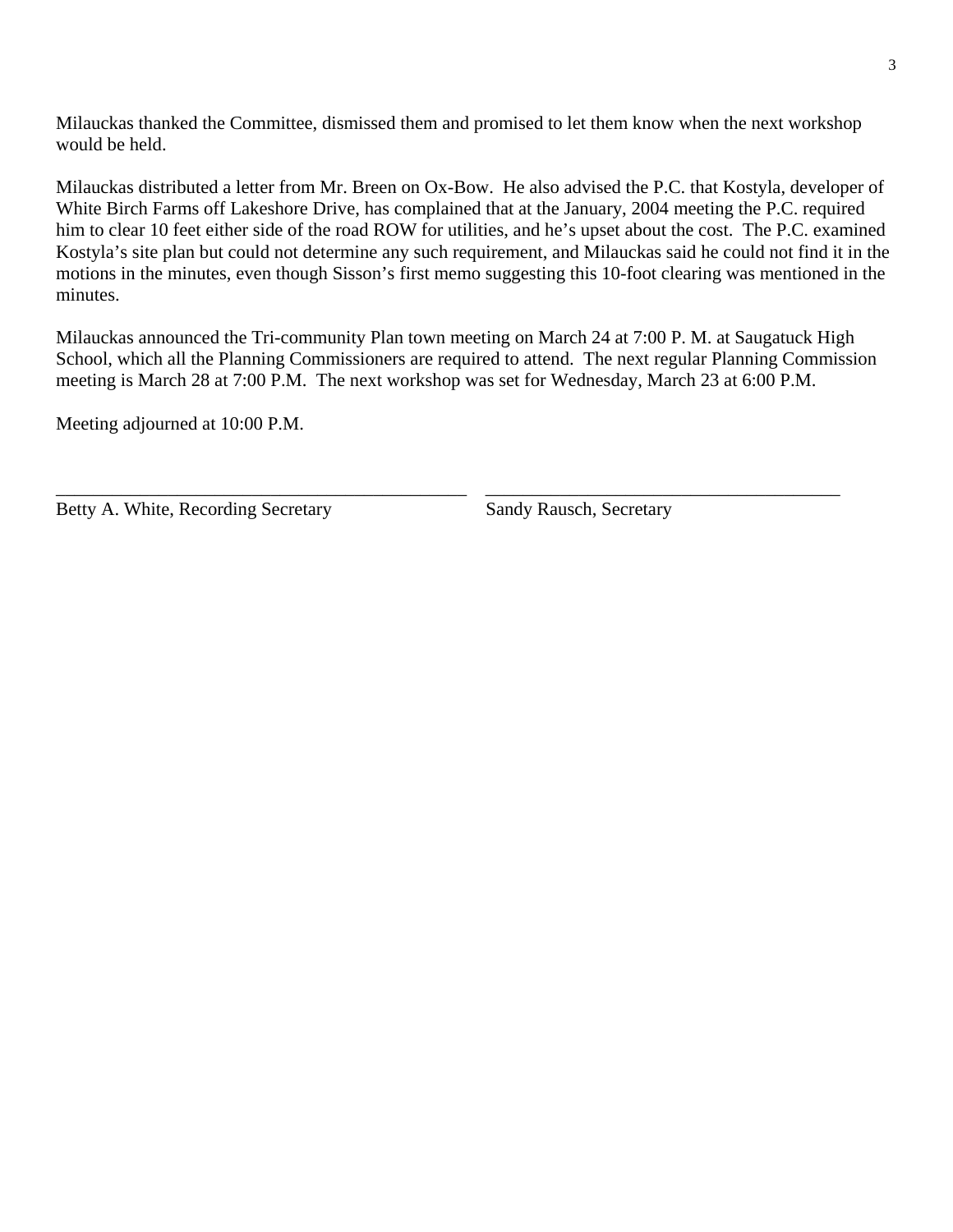Milauckas thanked the Committee, dismissed them and promised to let them know when the next workshop would be held.

Milauckas distributed a letter from Mr. Breen on Ox-Bow. He also advised the P.C. that Kostyla, developer of White Birch Farms off Lakeshore Drive, has complained that at the January, 2004 meeting the P.C. required him to clear 10 feet either side of the road ROW for utilities, and he's upset about the cost. The P.C. examined Kostyla's site plan but could not determine any such requirement, and Milauckas said he could not find it in the motions in the minutes, even though Sisson's first memo suggesting this 10-foot clearing was mentioned in the minutes.

Milauckas announced the Tri-community Plan town meeting on March 24 at 7:00 P. M. at Saugatuck High School, which all the Planning Commissioners are required to attend. The next regular Planning Commission meeting is March 28 at 7:00 P.M. The next workshop was set for Wednesday, March 23 at 6:00 P.M.

Meeting adjourned at 10:00 P.M.

\_\_\_\_\_\_\_\_\_\_\_\_\_\_\_\_\_\_\_\_\_\_\_\_\_\_\_\_\_\_\_\_\_\_\_\_\_\_\_\_\_\_\_\_ \_\_\_\_\_\_\_\_\_\_\_\_\_\_\_\_\_\_\_\_\_\_\_\_\_\_\_\_\_\_\_\_\_\_\_\_\_\_\_\_

Betty A. White, Recording Secretary Sandy Rausch, Secretary